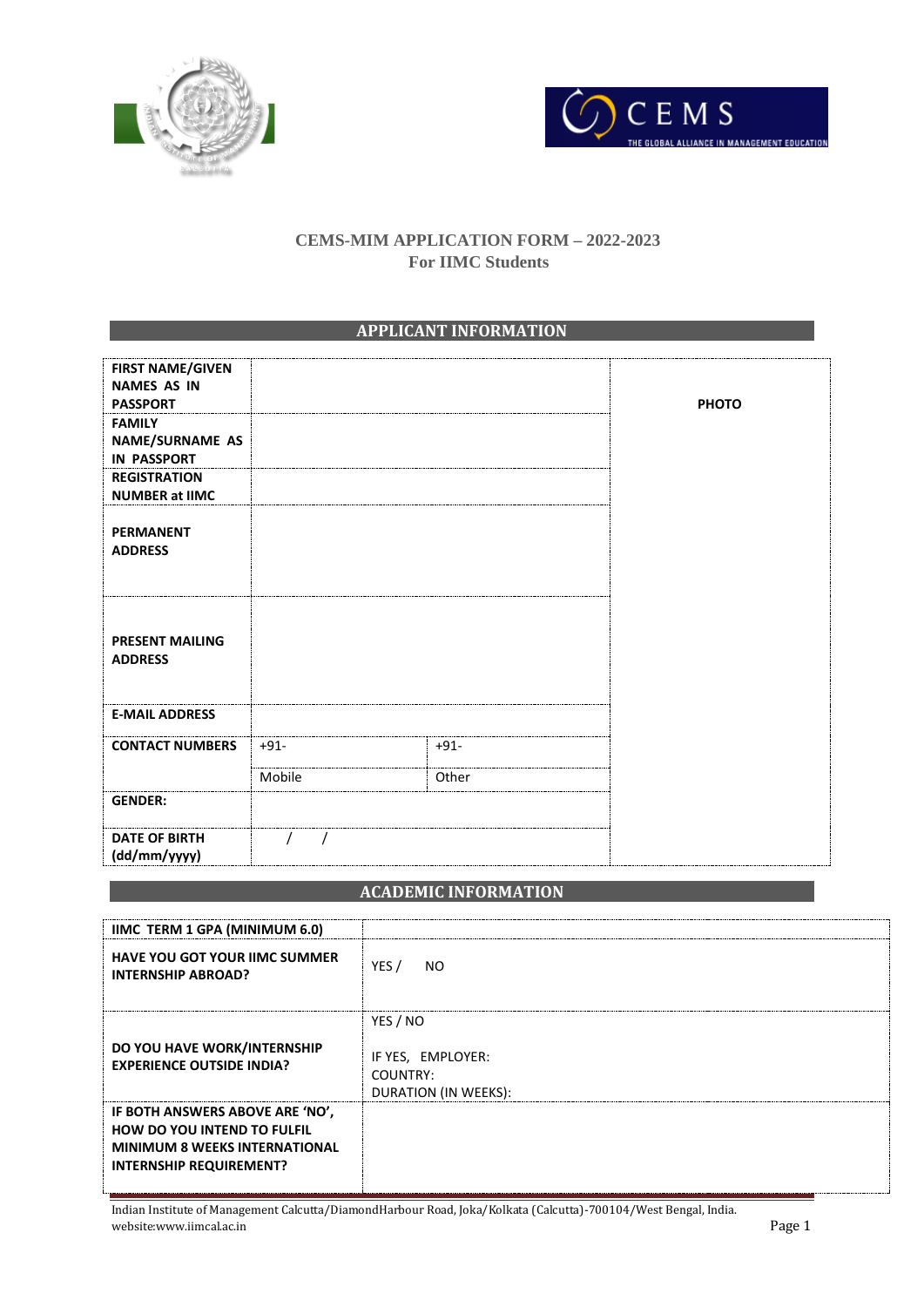# CEMS-MIM APPLICATION FORM – 2022-2023
## For IIMC Students

## APPLICANT INFORMATION

| | | | |
|---|---|---|---|
| **FIRST NAME/GIVEN NAMES AS IN PASSPORT** | | | **PHOTO** |
| **FAMILY NAME/SURNAME AS IN PASSPORT** | | | |
| **REGISTRATION NUMBER at IIMC** | | | |
| **PERMANENT ADDRESS** | | | |
| **PRESENT MAILING ADDRESS** | | | |
| **E-MAIL ADDRESS** | | | |
| **CONTACT NUMBERS** | +91- | +91- | |
| | Mobile | Other | |
| **GENDER:** | | | |
| **DATE OF BIRTH (dd/mm/yyyy)** | / / | | |

## ACADEMIC INFORMATION

| | |
|---|---|
| **IIMC TERM 1 GPA (MINIMUM 6.0)** | |
| **HAVE YOU GOT YOUR IIMC SUMMER INTERNSHIP ABROAD?** | YES / NO |
| **DO YOU HAVE WORK/INTERNSHIP EXPERIENCE OUTSIDE INDIA?** | YES / NO<br><br>IF YES, EMPLOYER:<br>COUNTRY:<br>DURATION (IN WEEKS): |
| **IF BOTH ANSWERS ABOVE ARE 'NO', HOW DO YOU INTEND TO FULFIL MINIMUM 8 WEEKS INTERNATIONAL INTERNSHIP REQUIREMENT?** | |

Indian Institute of Management Calcutta/DiamondHarbour Road, Joka/Kolkata (Calcutta)-700104/West Bengal, India.
website:www.iimcal.ac.in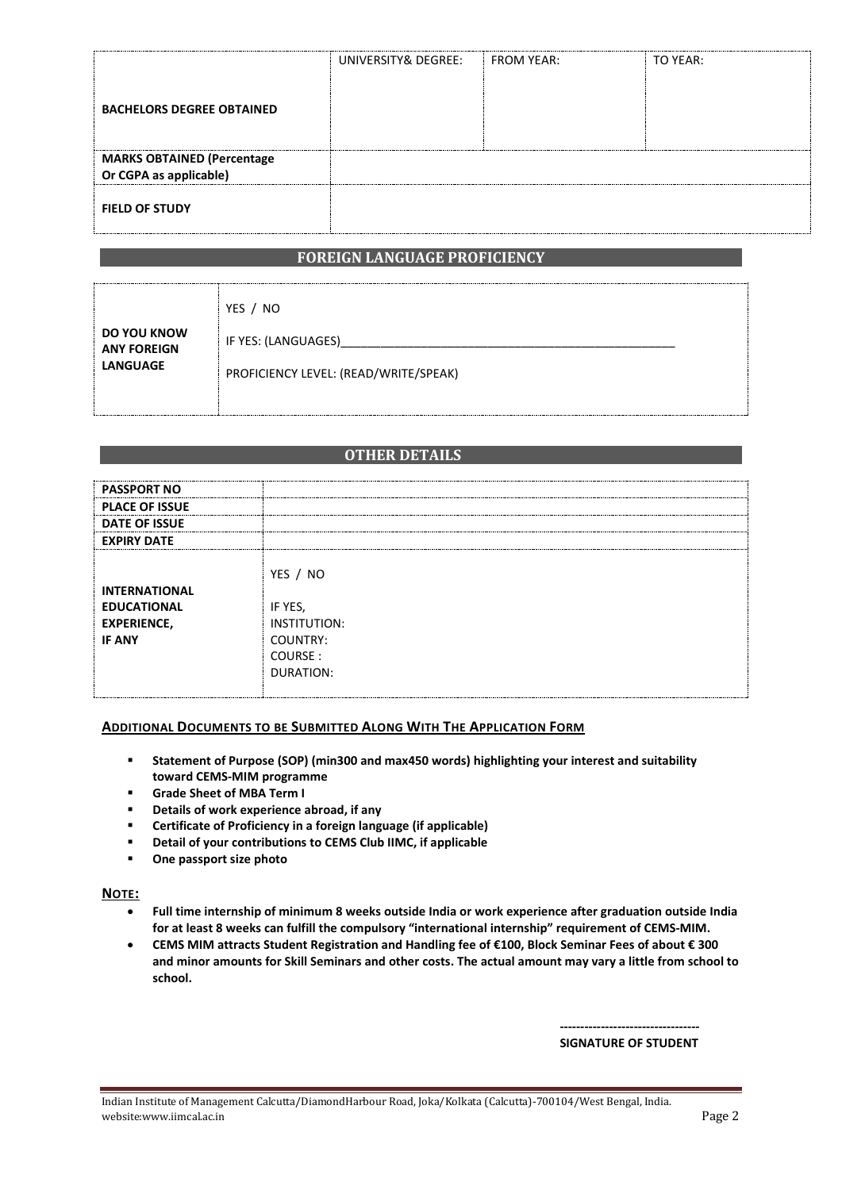| | UNIVERSITY& DEGREE: | FROM YEAR: | TO YEAR: |
|---|---|---|---|
| **BACHELORS DEGREE OBTAINED** | | | |
| **MARKS OBTAINED (Percentage Or CGPA as applicable)** | | | |
| **FIELD OF STUDY** | | | |

## FOREIGN LANGUAGE PROFICIENCY

| | |
|---|---|
| **DO YOU KNOW ANY FOREIGN LANGUAGE** | YES / NO<br><br>IF YES: (LANGUAGES)\_\_\_\_\_\_\_\_\_\_\_\_\_\_\_\_\_\_\_\_\_\_\_\_\_\_\_\_\_\_\_\_\_\_\_\_\_\_\_\_\_\_\_\_\_\_\_\_\_\_<br><br>PROFICIENCY LEVEL: (READ/WRITE/SPEAK) |

## OTHER DETAILS

| | |
|---|---|
| **PASSPORT NO** | |
| **PLACE OF ISSUE** | |
| **DATE OF ISSUE** | |
| **EXPIRY DATE** | |
| **INTERNATIONAL EDUCATIONAL EXPERIENCE, IF ANY** | YES / NO<br><br>IF YES,<br>INSTITUTION:<br>COUNTRY:<br>COURSE :<br>DURATION: |

**ADDITIONAL DOCUMENTS TO BE SUBMITTED ALONG WITH THE APPLICATION FORM**

- **Statement of Purpose (SOP) (min300 and max450 words) highlighting your interest and suitability toward CEMS-MIM programme**
- **Grade Sheet of MBA Term I**
- **Details of work experience abroad, if any**
- **Certificate of Proficiency in a foreign language (if applicable)**
- **Detail of your contributions to CEMS Club IIMC, if applicable**
- **One passport size photo**

**NOTE:**

- **Full time internship of minimum 8 weeks outside India or work experience after graduation outside India for at least 8 weeks can fulfill the compulsory "international internship" requirement of CEMS-MIM.**
- **CEMS MIM attracts Student Registration and Handling fee of €100, Block Seminar Fees of about € 300 and minor amounts for Skill Seminars and other costs. The actual amount may vary a little from school to school.**

---------------------------------

**SIGNATURE OF STUDENT**

Indian Institute of Management Calcutta/DiamondHarbour Road, Joka/Kolkata (Calcutta)-700104/West Bengal, India.
website:www.iimcal.ac.in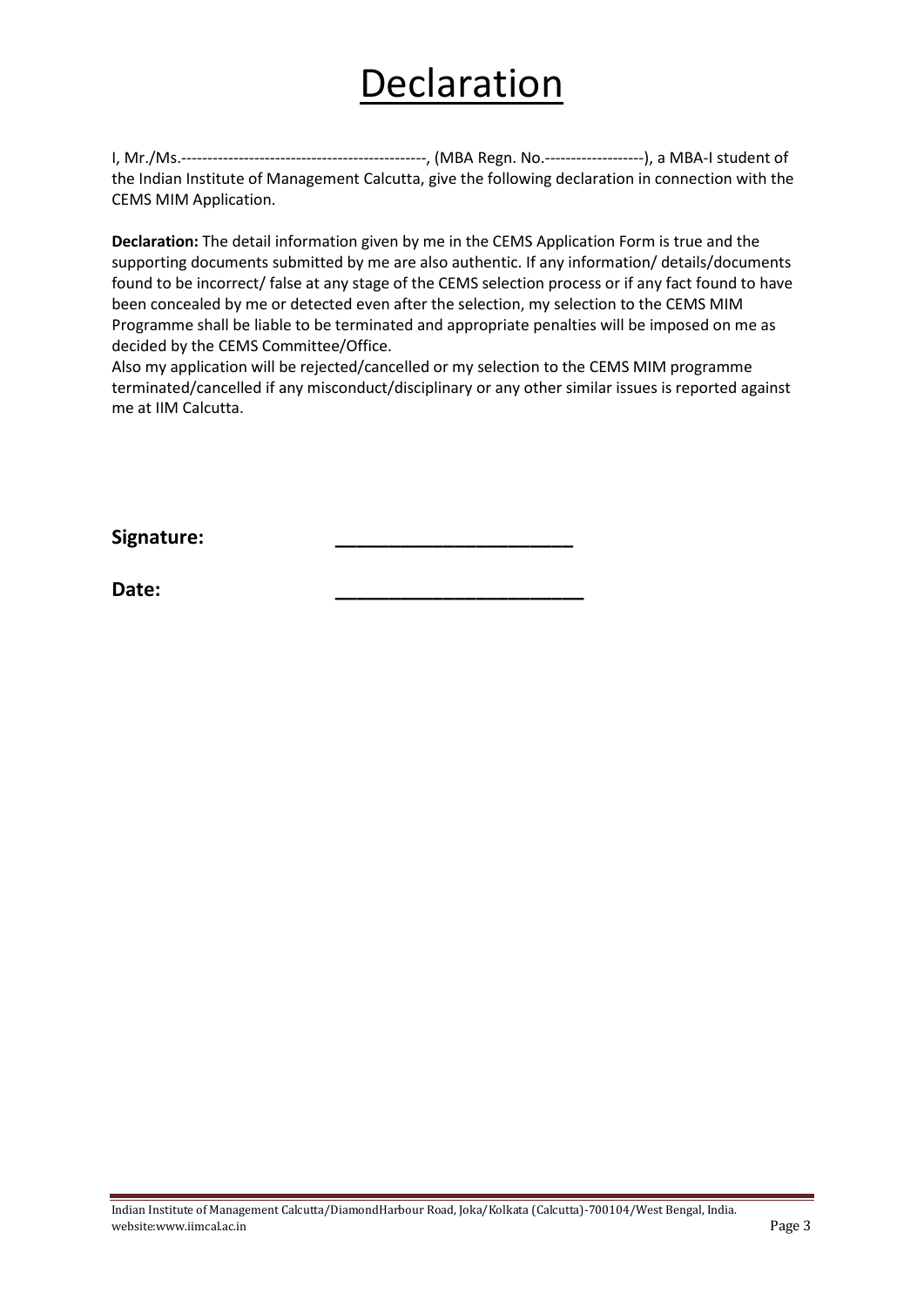# Declaration

I, Mr./Ms.-----------------------------------------------, (MBA Regn. No.-------------------), a MBA-I student of the Indian Institute of Management Calcutta, give the following declaration in connection with the CEMS MIM Application.

**Declaration:** The detail information given by me in the CEMS Application Form is true and the supporting documents submitted by me are also authentic. If any information/ details/documents found to be incorrect/ false at any stage of the CEMS selection process or if any fact found to have been concealed by me or detected even after the selection, my selection to the CEMS MIM Programme shall be liable to be terminated and appropriate penalties will be imposed on me as decided by the CEMS Committee/Office.
Also my application will be rejected/cancelled or my selection to the CEMS MIM programme terminated/cancelled if any misconduct/disciplinary or any other similar issues is reported against me at IIM Calcutta.

**Signature:** ______________________

**Date:** ________________________

Indian Institute of Management Calcutta/DiamondHarbour Road, Joka/Kolkata (Calcutta)-700104/West Bengal, India.
website:www.iimcal.ac.in